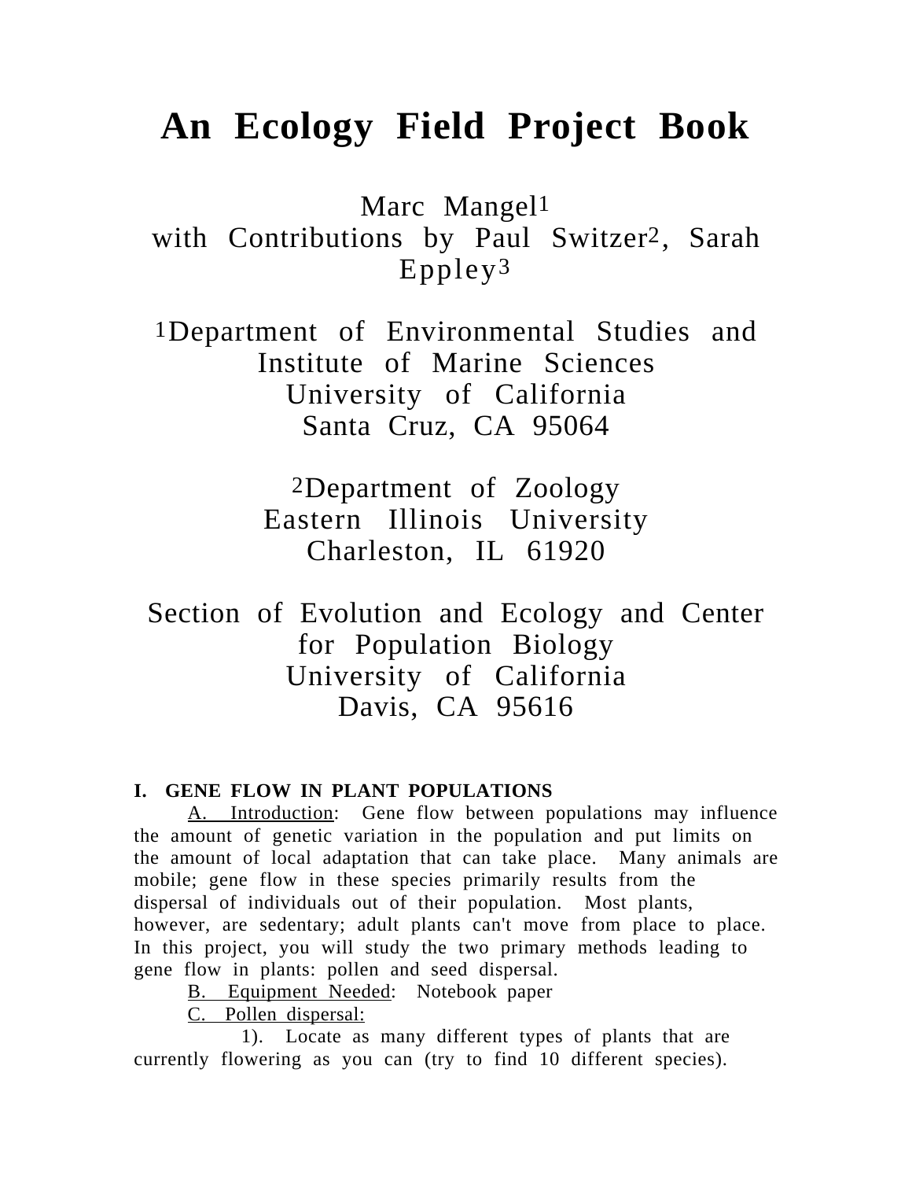# An Ecology Field Project Book

Marc Mangel[1]
with Contributions by Paul Switzer[2], Sarah Eppley[3]

[1]Department of Environmental Studies and Institute of Marine Sciences
University of California
Santa Cruz, CA 95064

[2]Department of Zoology
Eastern Illinois University
Charleston, IL 61920

Section of Evolution and Ecology and Center for Population Biology
University of California
Davis, CA 95616

**I. GENE FLOW IN PLANT POPULATIONS**

A. Introduction: Gene flow between populations may influence the amount of genetic variation in the population and put limits on the amount of local adaptation that can take place. Many animals are mobile; gene flow in these species primarily results from the dispersal of individuals out of their population. Most plants, however, are sedentary; adult plants can't move from place to place. In this project, you will study the two primary methods leading to gene flow in plants: pollen and seed dispersal.

B. Equipment Needed: Notebook paper

C. Pollen dispersal:

1). Locate as many different types of plants that are currently flowering as you can (try to find 10 different species).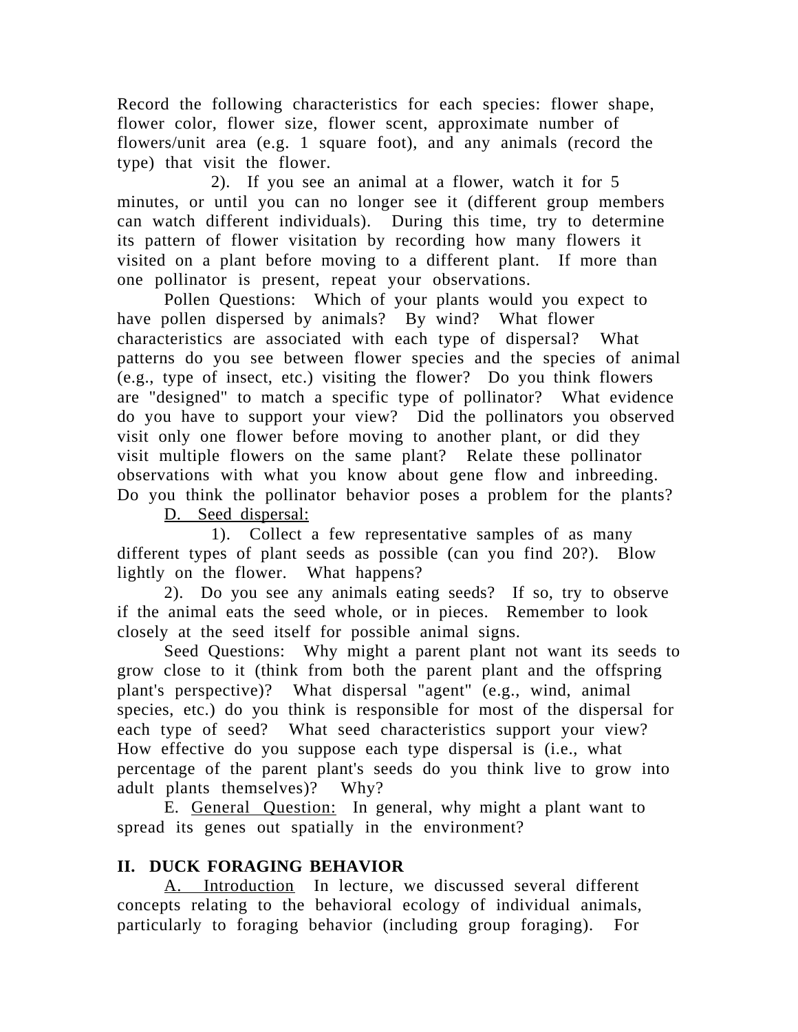Record the following characteristics for each species: flower shape, flower color, flower size, flower scent, approximate number of flowers/unit area (e.g. 1 square foot), and any animals (record the type) that visit the flower.

2). If you see an animal at a flower, watch it for 5 minutes, or until you can no longer see it (different group members can watch different individuals). During this time, try to determine its pattern of flower visitation by recording how many flowers it visited on a plant before moving to a different plant. If more than one pollinator is present, repeat your observations.

Pollen Questions: Which of your plants would you expect to have pollen dispersed by animals? By wind? What flower characteristics are associated with each type of dispersal? What patterns do you see between flower species and the species of animal (e.g., type of insect, etc.) visiting the flower? Do you think flowers are "designed" to match a specific type of pollinator? What evidence do you have to support your view? Did the pollinators you observed visit only one flower before moving to another plant, or did they visit multiple flowers on the same plant? Relate these pollinator observations with what you know about gene flow and inbreeding. Do you think the pollinator behavior poses a problem for the plants?

D. Seed dispersal:

1). Collect a few representative samples of as many different types of plant seeds as possible (can you find 20?). Blow lightly on the flower. What happens?

2). Do you see any animals eating seeds? If so, try to observe if the animal eats the seed whole, or in pieces. Remember to look closely at the seed itself for possible animal signs.

Seed Questions: Why might a parent plant not want its seeds to grow close to it (think from both the parent plant and the offspring plant's perspective)? What dispersal "agent" (e.g., wind, animal species, etc.) do you think is responsible for most of the dispersal for each type of seed? What seed characteristics support your view? How effective do you suppose each type dispersal is (i.e., what percentage of the parent plant's seeds do you think live to grow into adult plants themselves)? Why?

E. General Question: In general, why might a plant want to spread its genes out spatially in the environment?

## II. DUCK FORAGING BEHAVIOR

A. Introduction In lecture, we discussed several different concepts relating to the behavioral ecology of individual animals, particularly to foraging behavior (including group foraging). For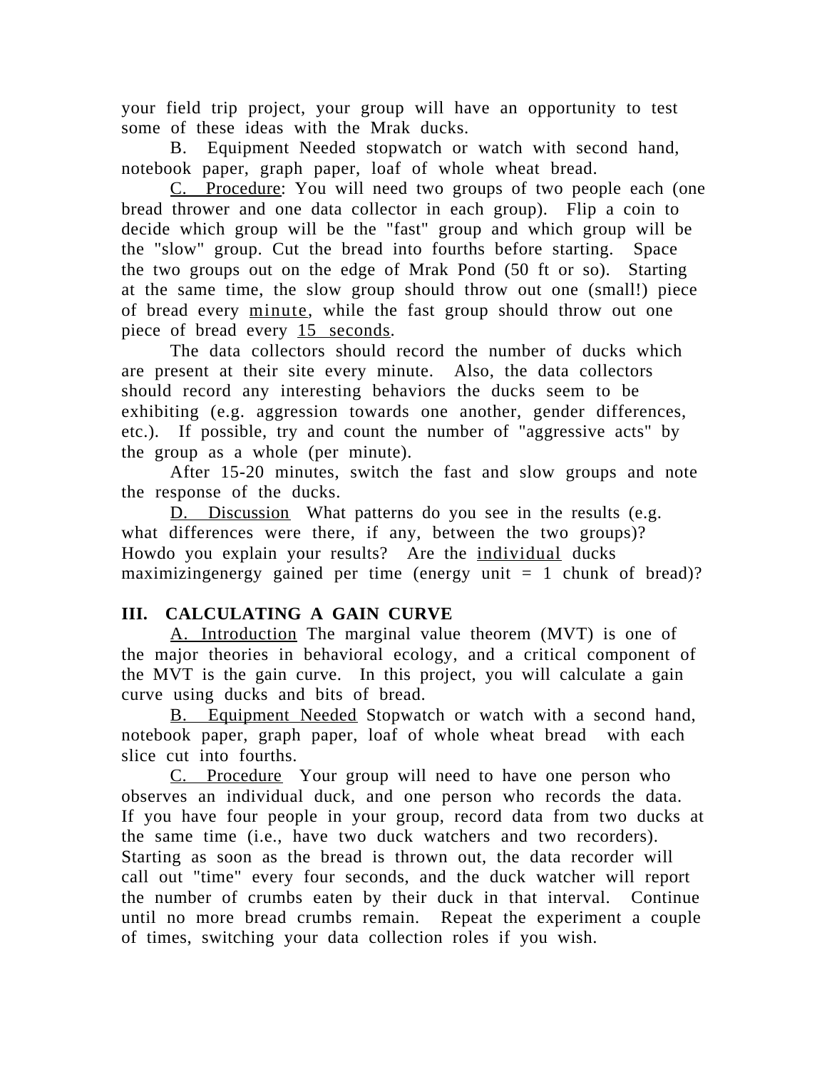your field trip project, your group will have an opportunity to test some of these ideas with the Mrak ducks.

B. Equipment Needed stopwatch or watch with second hand, notebook paper, graph paper, loaf of whole wheat bread.

<u>C. Procedure</u>: You will need two groups of two people each (one bread thrower and one data collector in each group). Flip a coin to decide which group will be the "fast" group and which group will be the "slow" group. Cut the bread into fourths before starting. Space the two groups out on the edge of Mrak Pond (50 ft or so). Starting at the same time, the slow group should throw out one (small!) piece of bread every <u>minute</u>, while the fast group should throw out one piece of bread every <u>15 seconds</u>.

The data collectors should record the number of ducks which are present at their site every minute. Also, the data collectors should record any interesting behaviors the ducks seem to be exhibiting (e.g. aggression towards one another, gender differences, etc.). If possible, try and count the number of "aggressive acts" by the group as a whole (per minute).

After 15-20 minutes, switch the fast and slow groups and note the response of the ducks.

<u>D. Discussion</u> What patterns do you see in the results (e.g. what differences were there, if any, between the two groups)? Howdo you explain your results? Are the <u>individual</u> ducks maximizingenergy gained per time (energy unit = 1 chunk of bread)?

## III. CALCULATING A GAIN CURVE

<u>A. Introduction</u> The marginal value theorem (MVT) is one of the major theories in behavioral ecology, and a critical component of the MVT is the gain curve. In this project, you will calculate a gain curve using ducks and bits of bread.

<u>B. Equipment Needed</u> Stopwatch or watch with a second hand, notebook paper, graph paper, loaf of whole wheat bread with each slice cut into fourths.

<u>C. Procedure</u> Your group will need to have one person who observes an individual duck, and one person who records the data. If you have four people in your group, record data from two ducks at the same time (i.e., have two duck watchers and two recorders). Starting as soon as the bread is thrown out, the data recorder will call out "time" every four seconds, and the duck watcher will report the number of crumbs eaten by their duck in that interval. Continue until no more bread crumbs remain. Repeat the experiment a couple of times, switching your data collection roles if you wish.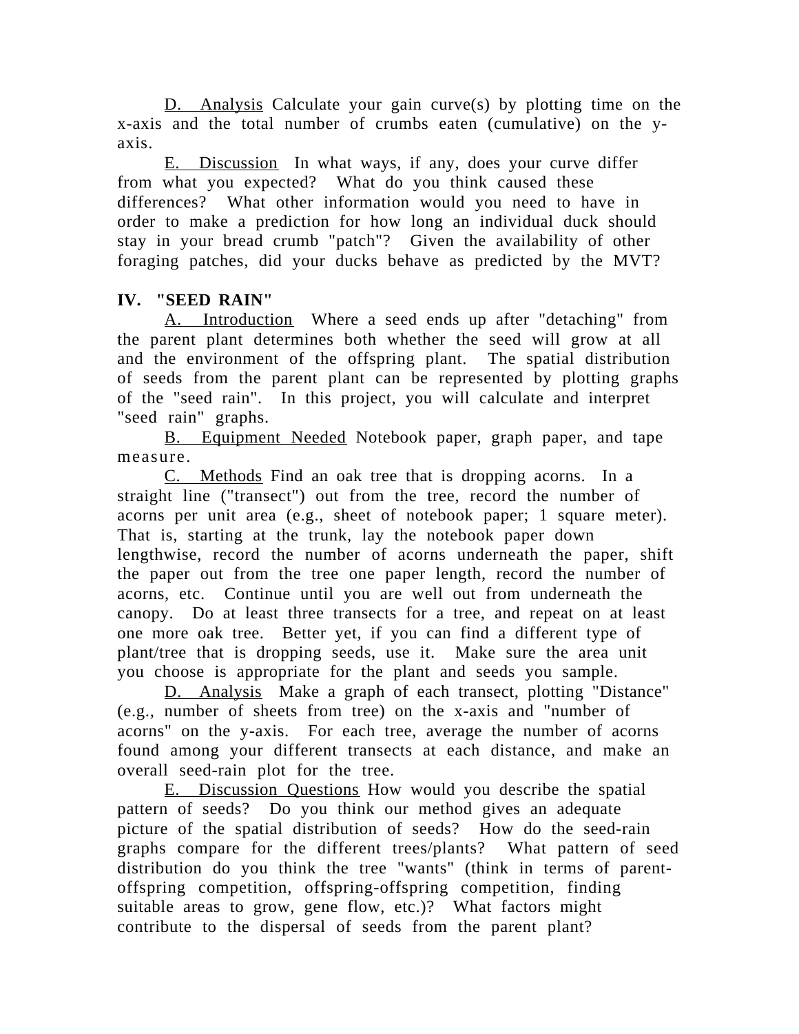D. Analysis Calculate your gain curve(s) by plotting time on the x-axis and the total number of crumbs eaten (cumulative) on the y-axis.

E. Discussion In what ways, if any, does your curve differ from what you expected? What do you think caused these differences? What other information would you need to have in order to make a prediction for how long an individual duck should stay in your bread crumb "patch"? Given the availability of other foraging patches, did your ducks behave as predicted by the MVT?

## IV. "SEED RAIN"

A. Introduction Where a seed ends up after "detaching" from the parent plant determines both whether the seed will grow at all and the environment of the offspring plant. The spatial distribution of seeds from the parent plant can be represented by plotting graphs of the "seed rain". In this project, you will calculate and interpret "seed rain" graphs.

B. Equipment Needed Notebook paper, graph paper, and tape measure.

C. Methods Find an oak tree that is dropping acorns. In a straight line ("transect") out from the tree, record the number of acorns per unit area (e.g., sheet of notebook paper; 1 square meter). That is, starting at the trunk, lay the notebook paper down lengthwise, record the number of acorns underneath the paper, shift the paper out from the tree one paper length, record the number of acorns, etc. Continue until you are well out from underneath the canopy. Do at least three transects for a tree, and repeat on at least one more oak tree. Better yet, if you can find a different type of plant/tree that is dropping seeds, use it. Make sure the area unit you choose is appropriate for the plant and seeds you sample.

D. Analysis Make a graph of each transect, plotting "Distance" (e.g., number of sheets from tree) on the x-axis and "number of acorns" on the y-axis. For each tree, average the number of acorns found among your different transects at each distance, and make an overall seed-rain plot for the tree.

E. Discussion Questions How would you describe the spatial pattern of seeds? Do you think our method gives an adequate picture of the spatial distribution of seeds? How do the seed-rain graphs compare for the different trees/plants? What pattern of seed distribution do you think the tree "wants" (think in terms of parent-offspring competition, offspring-offspring competition, finding suitable areas to grow, gene flow, etc.)? What factors might contribute to the dispersal of seeds from the parent plant?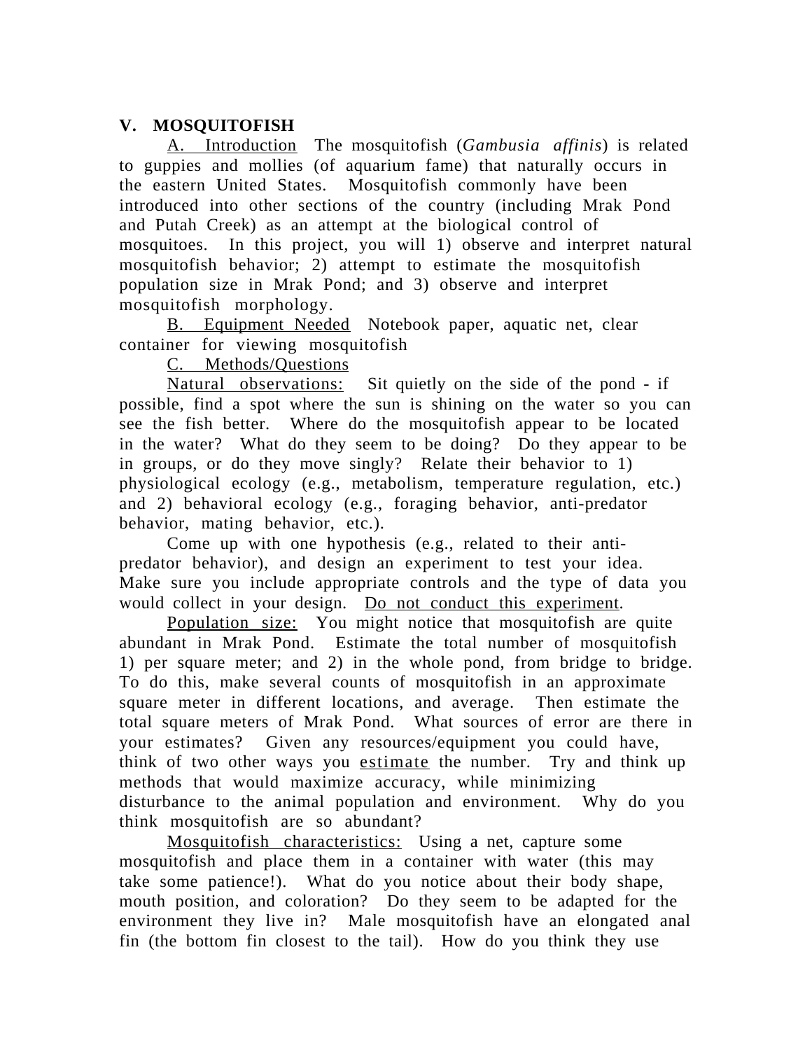## V. MOSQUITOFISH

A. Introduction The mosquitofish (*Gambusia affinis*) is related to guppies and mollies (of aquarium fame) that naturally occurs in the eastern United States. Mosquitofish commonly have been introduced into other sections of the country (including Mrak Pond and Putah Creek) as an attempt at the biological control of mosquitoes. In this project, you will 1) observe and interpret natural mosquitofish behavior; 2) attempt to estimate the mosquitofish population size in Mrak Pond; and 3) observe and interpret mosquitofish morphology.

B. Equipment Needed Notebook paper, aquatic net, clear container for viewing mosquitofish

C. Methods/Questions

Natural observations: Sit quietly on the side of the pond - if possible, find a spot where the sun is shining on the water so you can see the fish better. Where do the mosquitofish appear to be located in the water? What do they seem to be doing? Do they appear to be in groups, or do they move singly? Relate their behavior to 1) physiological ecology (e.g., metabolism, temperature regulation, etc.) and 2) behavioral ecology (e.g., foraging behavior, anti-predator behavior, mating behavior, etc.).

Come up with one hypothesis (e.g., related to their anti-predator behavior), and design an experiment to test your idea. Make sure you include appropriate controls and the type of data you would collect in your design. Do not conduct this experiment.

Population size: You might notice that mosquitofish are quite abundant in Mrak Pond. Estimate the total number of mosquitofish 1) per square meter; and 2) in the whole pond, from bridge to bridge. To do this, make several counts of mosquitofish in an approximate square meter in different locations, and average. Then estimate the total square meters of Mrak Pond. What sources of error are there in your estimates? Given any resources/equipment you could have, think of two other ways you estimate the number. Try and think up methods that would maximize accuracy, while minimizing disturbance to the animal population and environment. Why do you think mosquitofish are so abundant?

Mosquitofish characteristics: Using a net, capture some mosquitofish and place them in a container with water (this may take some patience!). What do you notice about their body shape, mouth position, and coloration? Do they seem to be adapted for the environment they live in? Male mosquitofish have an elongated anal fin (the bottom fin closest to the tail). How do you think they use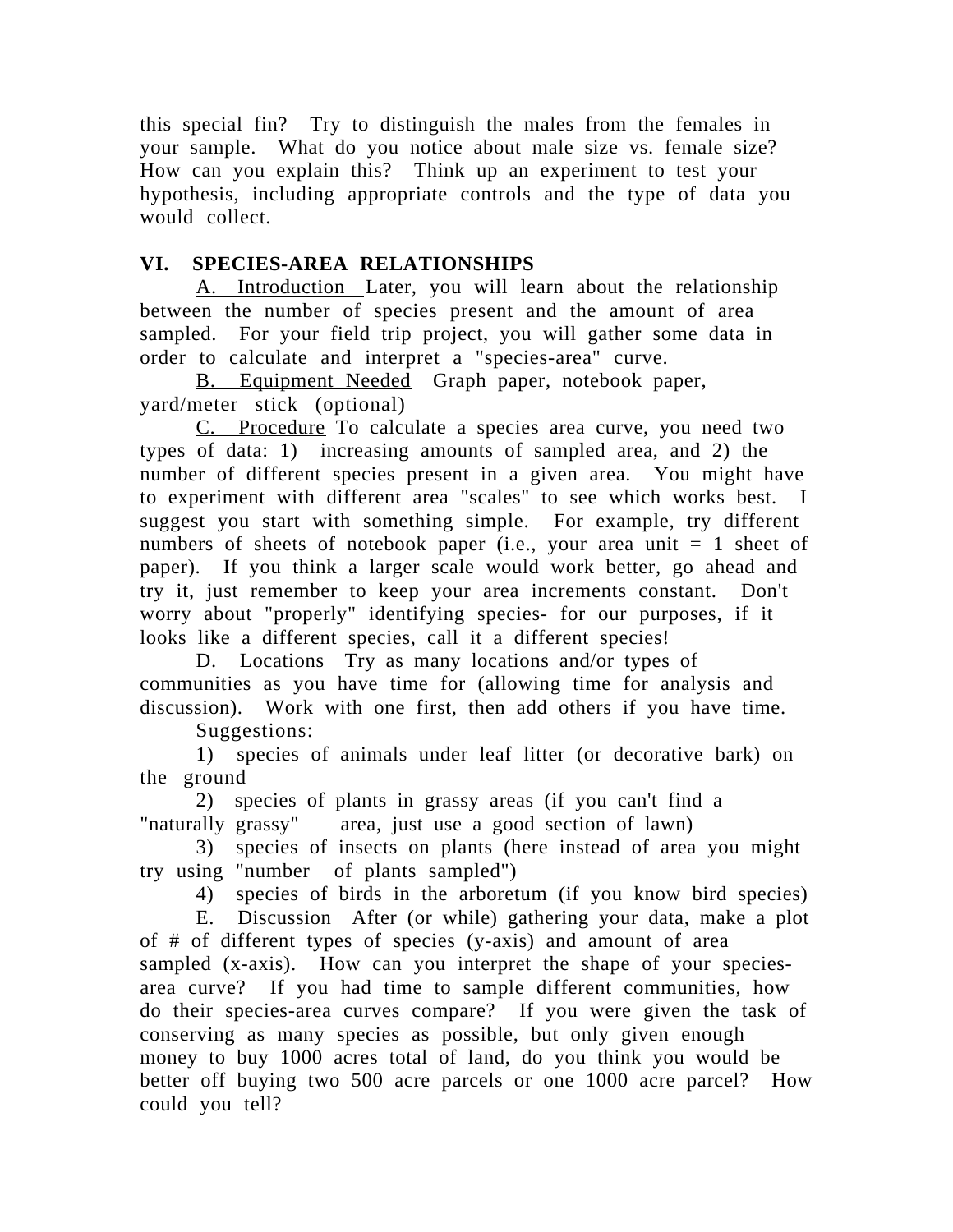this special fin? Try to distinguish the males from the females in your sample. What do you notice about male size vs. female size? How can you explain this? Think up an experiment to test your hypothesis, including appropriate controls and the type of data you would collect.

## VI. SPECIES-AREA RELATIONSHIPS

A. Introduction Later, you will learn about the relationship between the number of species present and the amount of area sampled. For your field trip project, you will gather some data in order to calculate and interpret a "species-area" curve.

B. Equipment Needed Graph paper, notebook paper, yard/meter stick (optional)

C. Procedure To calculate a species area curve, you need two types of data: 1) increasing amounts of sampled area, and 2) the number of different species present in a given area. You might have to experiment with different area "scales" to see which works best. I suggest you start with something simple. For example, try different numbers of sheets of notebook paper (i.e., your area unit = 1 sheet of paper). If you think a larger scale would work better, go ahead and try it, just remember to keep your area increments constant. Don't worry about "properly" identifying species- for our purposes, if it looks like a different species, call it a different species!

D. Locations Try as many locations and/or types of communities as you have time for (allowing time for analysis and discussion). Work with one first, then add others if you have time.

Suggestions:

1) species of animals under leaf litter (or decorative bark) on the ground

2) species of plants in grassy areas (if you can't find a "naturally grassy" area, just use a good section of lawn)

3) species of insects on plants (here instead of area you might try using "number of plants sampled")

4) species of birds in the arboretum (if you know bird species)

E. Discussion After (or while) gathering your data, make a plot of # of different types of species (y-axis) and amount of area sampled (x-axis). How can you interpret the shape of your species-area curve? If you had time to sample different communities, how do their species-area curves compare? If you were given the task of conserving as many species as possible, but only given enough money to buy 1000 acres total of land, do you think you would be better off buying two 500 acre parcels or one 1000 acre parcel? How could you tell?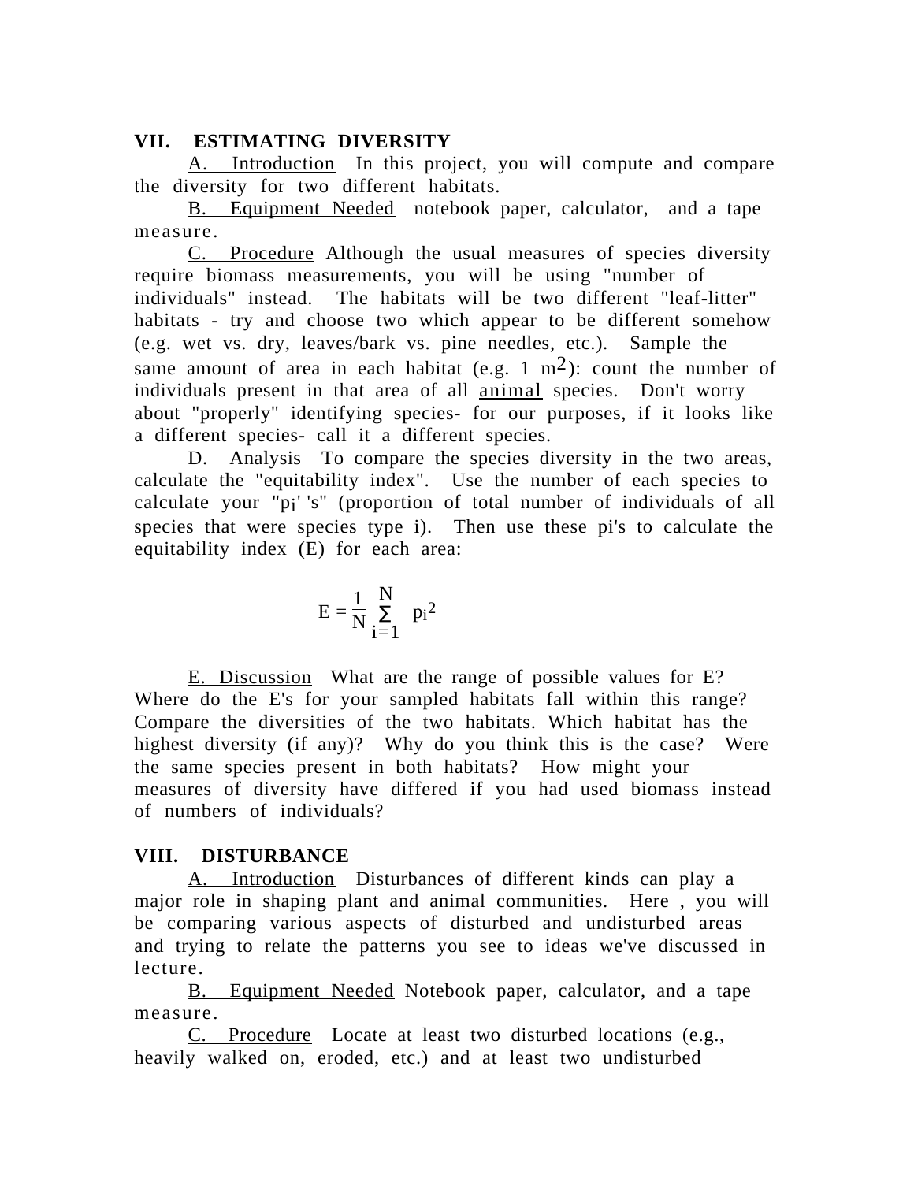## VII. ESTIMATING DIVERSITY

A. Introduction In this project, you will compute and compare the diversity for two different habitats.

B. Equipment Needed notebook paper, calculator, and a tape measure.

C. Procedure Although the usual measures of species diversity require biomass measurements, you will be using "number of individuals" instead. The habitats will be two different "leaf-litter" habitats - try and choose two which appear to be different somehow (e.g. wet vs. dry, leaves/bark vs. pine needles, etc.). Sample the same amount of area in each habitat (e.g. 1 $m^2$): count the number of individuals present in that area of all animal species. Don't worry about "properly" identifying species- for our purposes, if it looks like a different species- call it a different species.

D. Analysis To compare the species diversity in the two areas, calculate the "equitability index". Use the number of each species to calculate your "$p_i$' 's" (proportion of total number of individuals of all species that were species type i). Then use these pi's to calculate the equitability index (E) for each area:

$$E = \frac{1}{N} \sum_{i=1}^{N} p_i^2$$

E. Discussion What are the range of possible values for E? Where do the E's for your sampled habitats fall within this range? Compare the diversities of the two habitats. Which habitat has the highest diversity (if any)? Why do you think this is the case? Were the same species present in both habitats? How might your measures of diversity have differed if you had used biomass instead of numbers of individuals?

## VIII. DISTURBANCE

A. Introduction Disturbances of different kinds can play a major role in shaping plant and animal communities. Here , you will be comparing various aspects of disturbed and undisturbed areas and trying to relate the patterns you see to ideas we've discussed in lecture.

B. Equipment Needed Notebook paper, calculator, and a tape measure.

C. Procedure Locate at least two disturbed locations (e.g., heavily walked on, eroded, etc.) and at least two undisturbed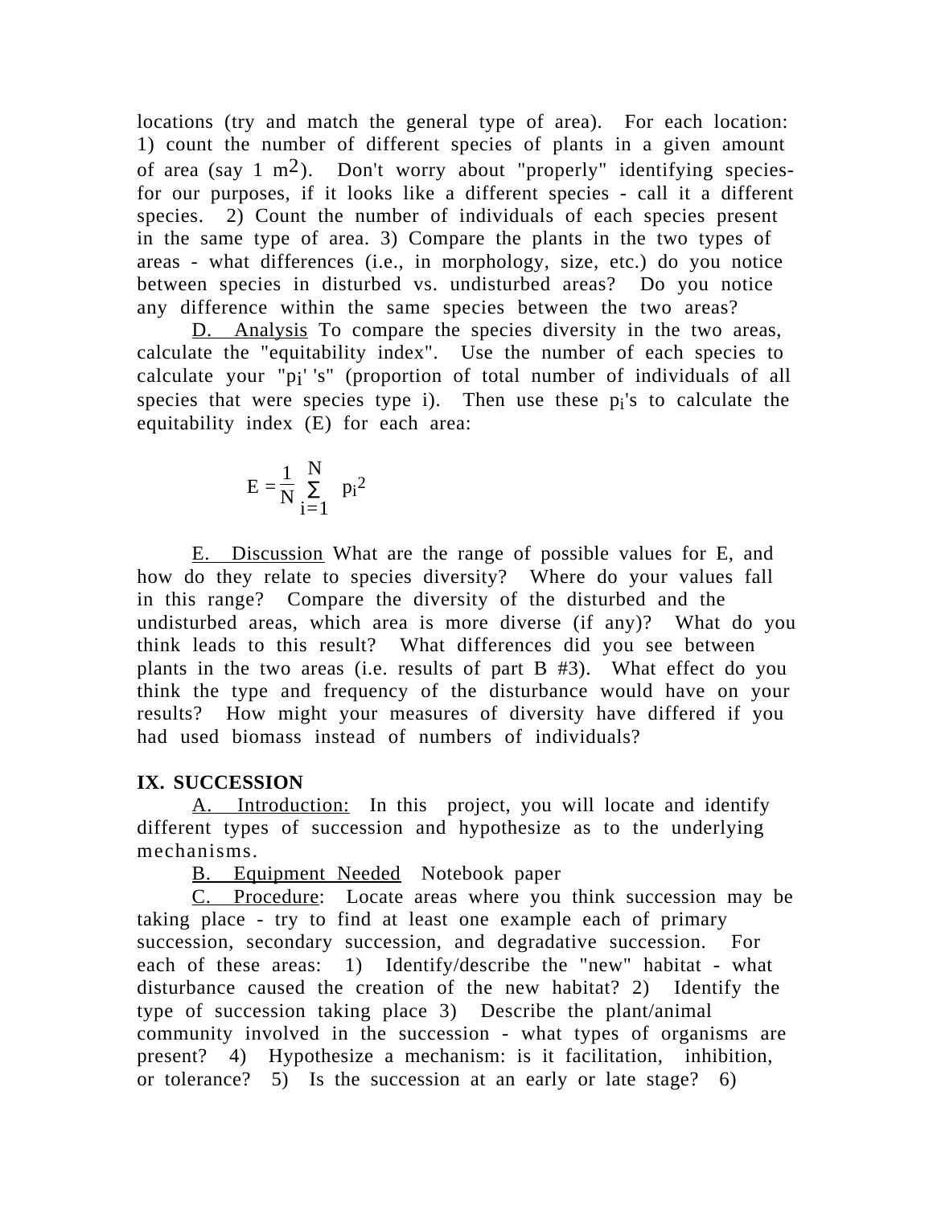locations (try and match the general type of area). For each location: 1) count the number of different species of plants in a given amount of area (say 1 $m^2$). Don't worry about "properly" identifying species- for our purposes, if it looks like a different species - call it a different species. 2) Count the number of individuals of each species present in the same type of area. 3) Compare the plants in the two types of areas - what differences (i.e., in morphology, size, etc.) do you notice between species in disturbed vs. undisturbed areas? Do you notice any difference within the same species between the two areas?

D. Analysis To compare the species diversity in the two areas, calculate the "equitability index". Use the number of each species to calculate your "$p_i$' 's" (proportion of total number of individuals of all species that were species type i). Then use these $p_i$'s to calculate the equitability index (E) for each area:

$$E = \frac{1}{N} \sum_{i=1}^{N} p_i^2$$

E. Discussion What are the range of possible values for E, and how do they relate to species diversity? Where do your values fall in this range? Compare the diversity of the disturbed and the undisturbed areas, which area is more diverse (if any)? What do you think leads to this result? What differences did you see between plants in the two areas (i.e. results of part B #3). What effect do you think the type and frequency of the disturbance would have on your results? How might your measures of diversity have differed if you had used biomass instead of numbers of individuals?

## IX. SUCCESSION

A. Introduction: In this project, you will locate and identify different types of succession and hypothesize as to the underlying mechanisms.

B. Equipment Needed Notebook paper

C. Procedure: Locate areas where you think succession may be taking place - try to find at least one example each of primary succession, secondary succession, and degradative succession. For each of these areas: 1) Identify/describe the "new" habitat - what disturbance caused the creation of the new habitat? 2) Identify the type of succession taking place 3) Describe the plant/animal community involved in the succession - what types of organisms are present? 4) Hypothesize a mechanism: is it facilitation, inhibition, or tolerance? 5) Is the succession at an early or late stage? 6)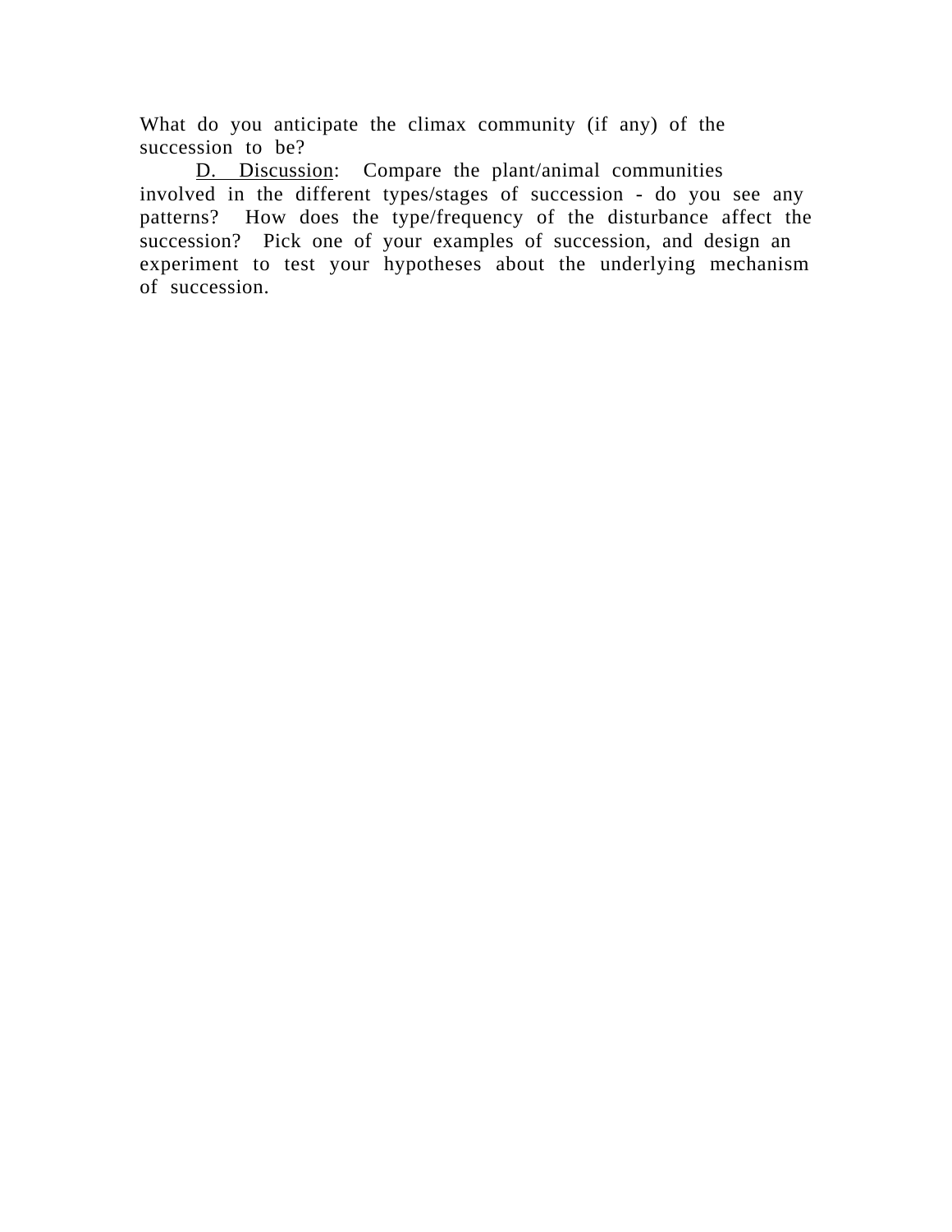What do you anticipate the climax community (if any) of the succession to be?

<u>D. Discussion</u>: Compare the plant/animal communities involved in the different types/stages of succession - do you see any patterns? How does the type/frequency of the disturbance affect the succession? Pick one of your examples of succession, and design an experiment to test your hypotheses about the underlying mechanism of succession.